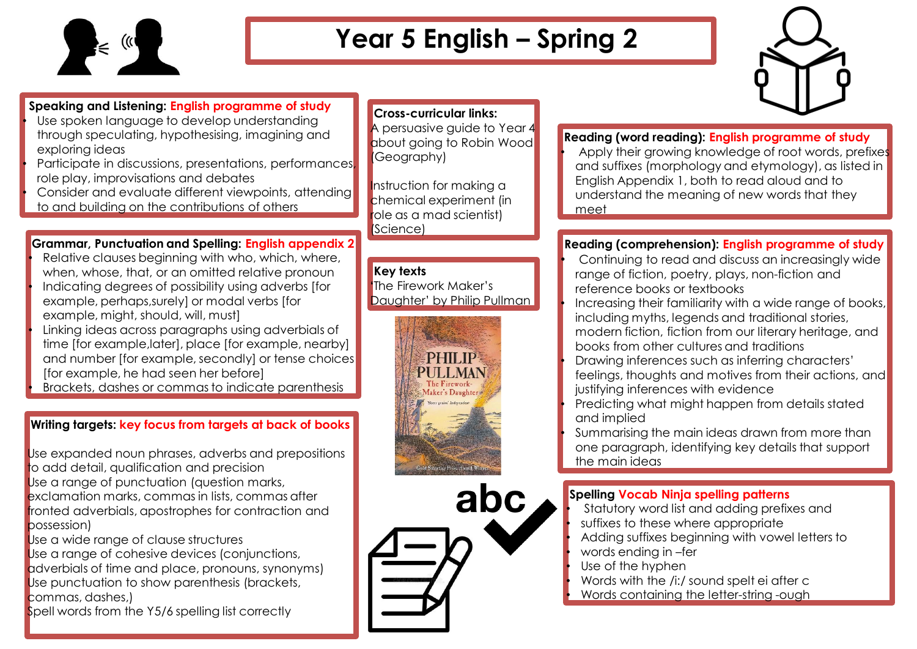# Year 5 English – Spring 2

**Speaking and Listening:** English programme of study

- Use spoken language to develop understanding through speculating, hypothesising, imagining and exploring ideas
- Participate in discussions, presentations, performances, role play, improvisations and debates
- Consider and evaluate different viewpoints, attending to and building on the contributions of others

**Grammar, Punctuation and Spelling:** English appendix 2

- Relative clauses beginning with who, which, where, when, whose, that, or an omitted relative pronoun
- Indicating degrees of possibility using adverbs [for example, perhaps,surely] or modal verbs [for example, might, should, will, must]
- Linking ideas across paragraphs using adverbials of time [for example,later], place [for example, nearby] and number [for example, secondly] or tense choices [for example, he had seen her before]
- Brackets, dashes or commas to indicate parenthesis

**Writing targets:** key focus from targets at back of books

Use expanded noun phrases, adverbs and prepositions to add detail, qualification and precision
Use a range of punctuation (question marks, exclamation marks, commas in lists, commas after fronted adverbials, apostrophes for contraction and possession)
Use a wide range of clause structures
Use a range of cohesive devices (conjunctions, adverbials of time and place, pronouns, synonyms)
Use punctuation to show parenthesis (brackets, commas, dashes,)
Spell words from the Y5/6 spelling list correctly

**Cross-curricular links:**
A persuasive guide to Year 4 about going to Robin Wood (Geography)

Instruction for making a chemical experiment (in role as a mad scientist) (Science)

**Key texts**
'The Firework Maker's Daughter' by Philip Pullman

**Reading (word reading):** English programme of study

- Apply their growing knowledge of root words, prefixes and suffixes (morphology and etymology), as listed in English Appendix 1, both to read aloud and to understand the meaning of new words that they meet

**Reading (comprehension):** English programme of study

- Continuing to read and discuss an increasingly wide range of fiction, poetry, plays, non-fiction and reference books or textbooks
- Increasing their familiarity with a wide range of books, including myths, legends and traditional stories, modern fiction, fiction from our literary heritage, and books from other cultures and traditions
- Drawing inferences such as inferring characters' feelings, thoughts and motives from their actions, and justifying inferences with evidence
- Predicting what might happen from details stated and implied
- Summarising the main ideas drawn from more than one paragraph, identifying key details that support the main ideas

**Spelling** Vocab Ninja spelling patterns

- Statutory word list and adding prefixes and suffixes to these where appropriate
- Adding suffixes beginning with vowel letters to words ending in –fer
- Use of the hyphen
- Words with the /i:/ sound spelt ei after c
- Words containing the letter-string -ough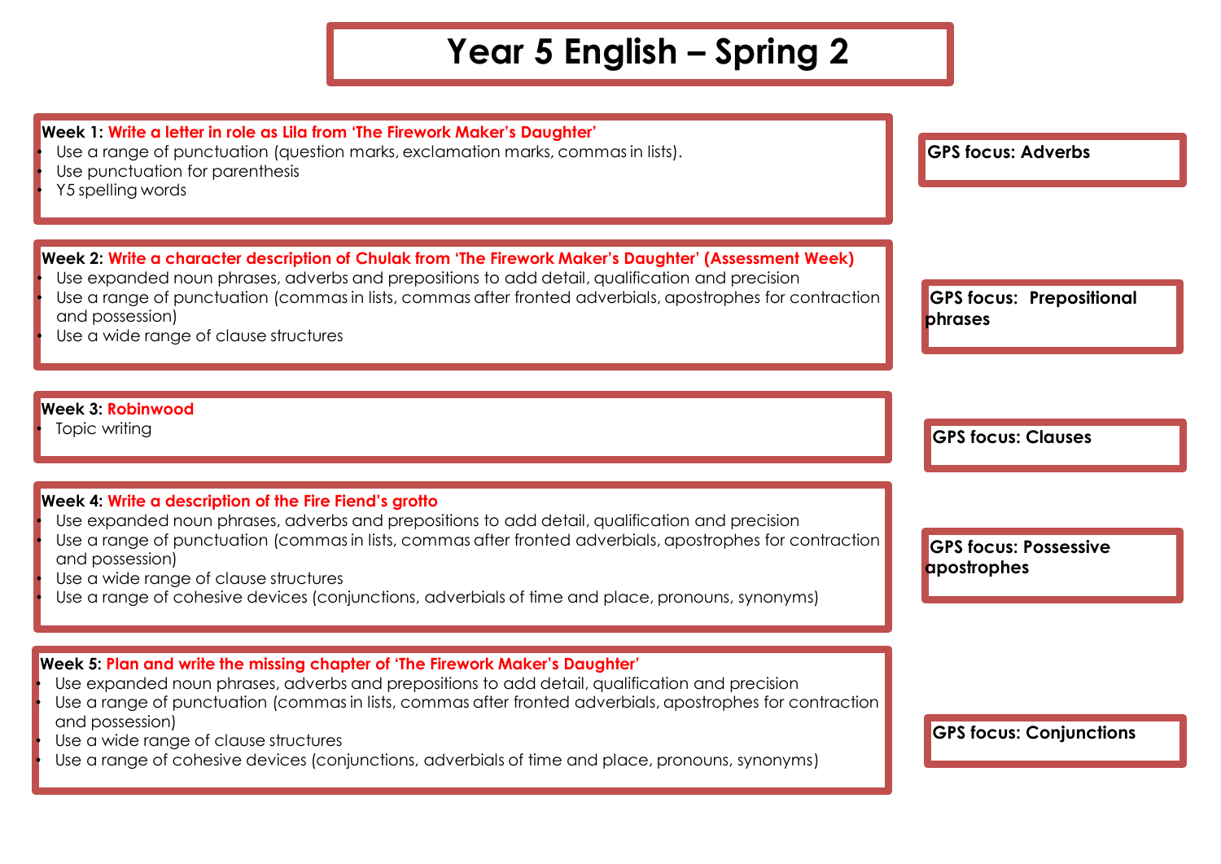# Year 5 English – Spring 2

**Week 1: Write a letter in role as Lila from 'The Firework Maker's Daughter'**

- Use a range of punctuation (question marks, exclamation marks, commas in lists).
- Use punctuation for parenthesis
- Y5 spelling words

**GPS focus: Adverbs**

**Week 2: Write a character description of Chulak from 'The Firework Maker's Daughter' (Assessment Week)**

- Use expanded noun phrases, adverbs and prepositions to add detail, qualification and precision
- Use a range of punctuation (commas in lists, commas after fronted adverbials, apostrophes for contraction and possession)
- Use a wide range of clause structures

**GPS focus: Prepositional phrases**

**Week 3: Robinwood**

- Topic writing

**GPS focus: Clauses**

**Week 4: Write a description of the Fire Fiend's grotto**

- Use expanded noun phrases, adverbs and prepositions to add detail, qualification and precision
- Use a range of punctuation (commas in lists, commas after fronted adverbials, apostrophes for contraction and possession)
- Use a wide range of clause structures
- Use a range of cohesive devices (conjunctions, adverbials of time and place, pronouns, synonyms)

**GPS focus: Possessive apostrophes**

**Week 5: Plan and write the missing chapter of 'The Firework Maker's Daughter'**

- Use expanded noun phrases, adverbs and prepositions to add detail, qualification and precision
- Use a range of punctuation (commas in lists, commas after fronted adverbials, apostrophes for contraction and possession)
- Use a wide range of clause structures
- Use a range of cohesive devices (conjunctions, adverbials of time and place, pronouns, synonyms)

**GPS focus: Conjunctions**